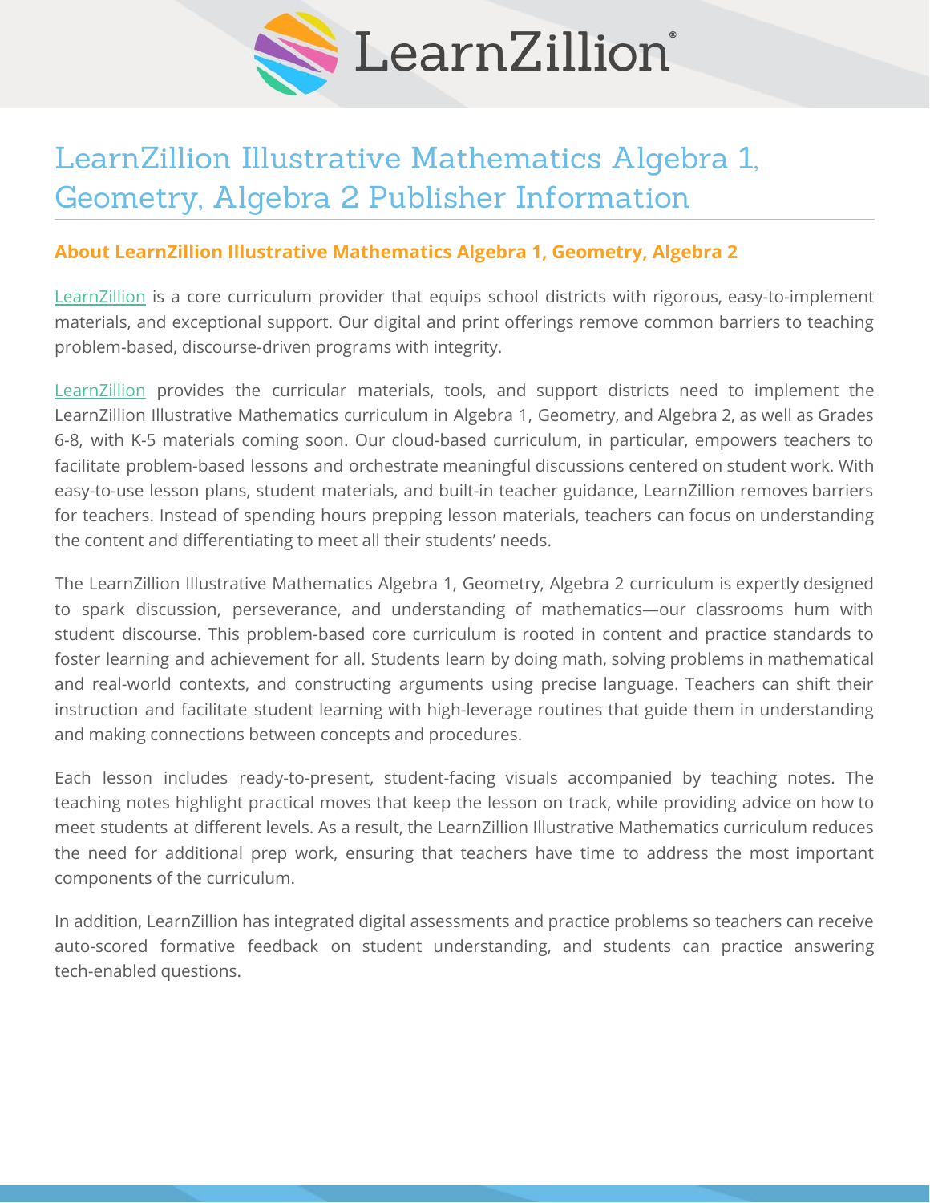# LearnZillion Illustrative Mathematics Algebra 1, Geometry, Algebra 2 Publisher Information

## About LearnZillion Illustrative Mathematics Algebra 1, Geometry, Algebra 2

LearnZillion is a core curriculum provider that equips school districts with rigorous, easy-to-implement materials, and exceptional support. Our digital and print offerings remove common barriers to teaching problem-based, discourse-driven programs with integrity.

LearnZillion provides the curricular materials, tools, and support districts need to implement the LearnZillion Illustrative Mathematics curriculum in Algebra 1, Geometry, and Algebra 2, as well as Grades 6-8, with K-5 materials coming soon. Our cloud-based curriculum, in particular, empowers teachers to facilitate problem-based lessons and orchestrate meaningful discussions centered on student work. With easy-to-use lesson plans, student materials, and built-in teacher guidance, LearnZillion removes barriers for teachers. Instead of spending hours prepping lesson materials, teachers can focus on understanding the content and differentiating to meet all their students' needs.

The LearnZillion Illustrative Mathematics Algebra 1, Geometry, Algebra 2 curriculum is expertly designed to spark discussion, perseverance, and understanding of mathematics—our classrooms hum with student discourse. This problem-based core curriculum is rooted in content and practice standards to foster learning and achievement for all. Students learn by doing math, solving problems in mathematical and real-world contexts, and constructing arguments using precise language. Teachers can shift their instruction and facilitate student learning with high-leverage routines that guide them in understanding and making connections between concepts and procedures.

Each lesson includes ready-to-present, student-facing visuals accompanied by teaching notes. The teaching notes highlight practical moves that keep the lesson on track, while providing advice on how to meet students at different levels. As a result, the LearnZillion Illustrative Mathematics curriculum reduces the need for additional prep work, ensuring that teachers have time to address the most important components of the curriculum.

In addition, LearnZillion has integrated digital assessments and practice problems so teachers can receive auto-scored formative feedback on student understanding, and students can practice answering tech-enabled questions.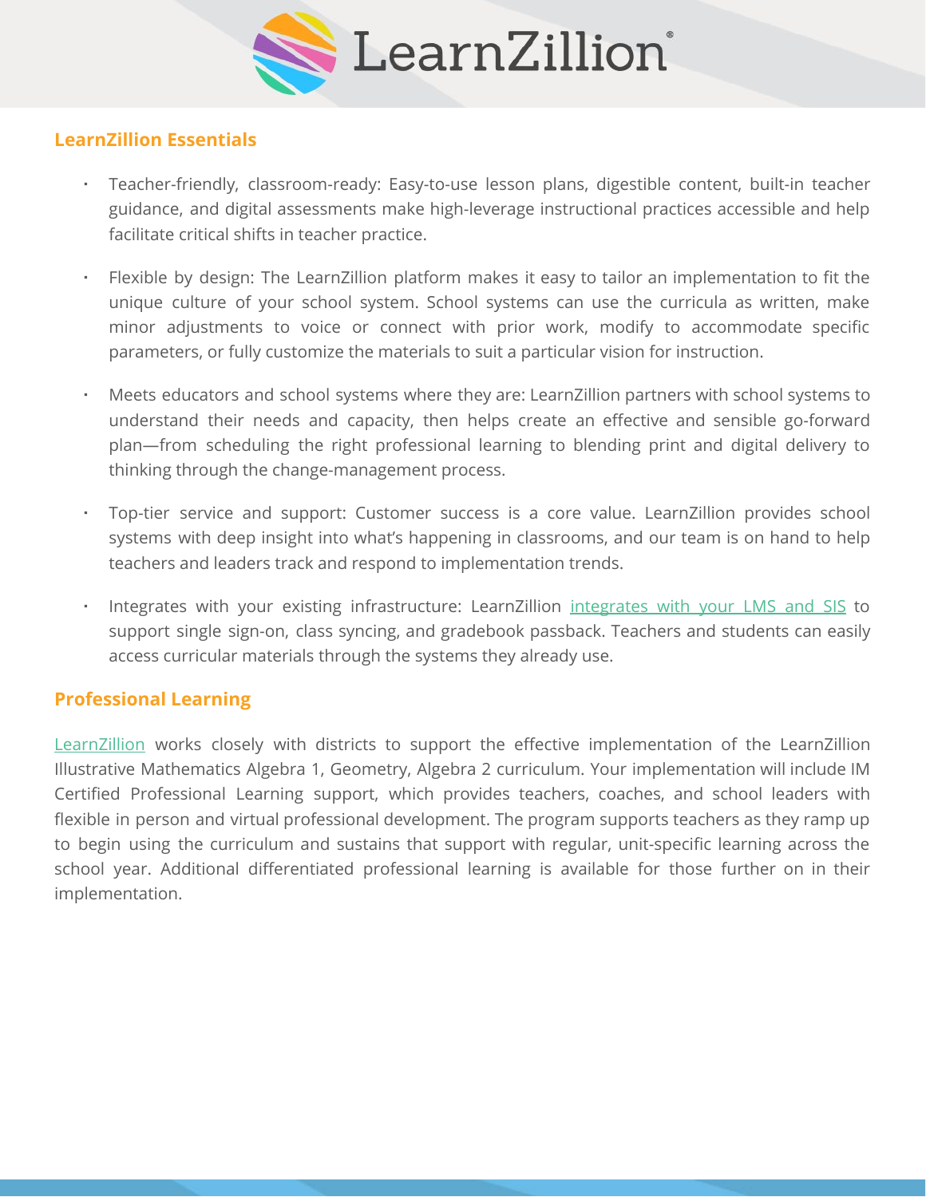## LearnZillion Essentials

- Teacher-friendly, classroom-ready: Easy-to-use lesson plans, digestible content, built-in teacher guidance, and digital assessments make high-leverage instructional practices accessible and help facilitate critical shifts in teacher practice.
- Flexible by design: The LearnZillion platform makes it easy to tailor an implementation to fit the unique culture of your school system. School systems can use the curricula as written, make minor adjustments to voice or connect with prior work, modify to accommodate specific parameters, or fully customize the materials to suit a particular vision for instruction.
- Meets educators and school systems where they are: LearnZillion partners with school systems to understand their needs and capacity, then helps create an effective and sensible go-forward plan—from scheduling the right professional learning to blending print and digital delivery to thinking through the change-management process.
- Top-tier service and support: Customer success is a core value. LearnZillion provides school systems with deep insight into what's happening in classrooms, and our team is on hand to help teachers and leaders track and respond to implementation trends.
- Integrates with your existing infrastructure: LearnZillion integrates with your LMS and SIS to support single sign-on, class syncing, and gradebook passback. Teachers and students can easily access curricular materials through the systems they already use.

## Professional Learning

LearnZillion works closely with districts to support the effective implementation of the LearnZillion Illustrative Mathematics Algebra 1, Geometry, Algebra 2 curriculum. Your implementation will include IM Certified Professional Learning support, which provides teachers, coaches, and school leaders with flexible in person and virtual professional development. The program supports teachers as they ramp up to begin using the curriculum and sustains that support with regular, unit-specific learning across the school year. Additional differentiated professional learning is available for those further on in their implementation.